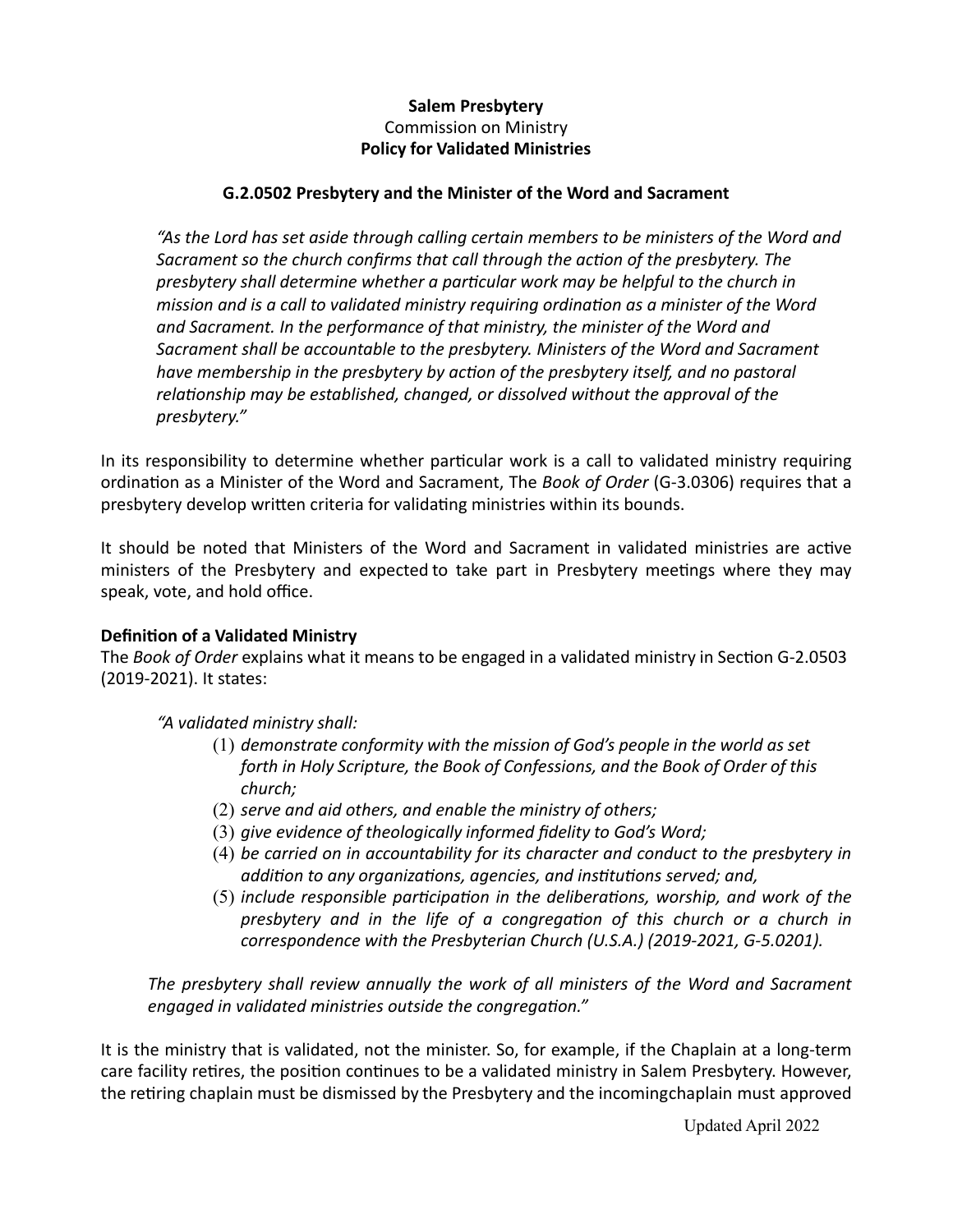**Salem Presbytery**
Commission on Ministry
**Policy for Validated Ministries**

**G.2.0502 Presbytery and the Minister of the Word and Sacrament**

> *"As the Lord has set aside through calling certain members to be ministers of the Word and Sacrament so the church confirms that call through the action of the presbytery. The presbytery shall determine whether a particular work may be helpful to the church in mission and is a call to validated ministry requiring ordination as a minister of the Word and Sacrament. In the performance of that ministry, the minister of the Word and Sacrament shall be accountable to the presbytery. Ministers of the Word and Sacrament have membership in the presbytery by action of the presbytery itself, and no pastoral relationship may be established, changed, or dissolved without the approval of the presbytery."*

In its responsibility to determine whether particular work is a call to validated ministry requiring ordination as a Minister of the Word and Sacrament, The *Book of Order* (G-3.0306) requires that a presbytery develop written criteria for validating ministries within its bounds.

It should be noted that Ministers of the Word and Sacrament in validated ministries are active ministers of the Presbytery and expected to take part in Presbytery meetings where they may speak, vote, and hold office.

**Definition of a Validated Ministry**
The *Book of Order* explains what it means to be engaged in a validated ministry in Section G-2.0503 (2019-2021). It states:

> *"A validated ministry shall:*
>
> (1) *demonstrate conformity with the mission of God's people in the world as set forth in Holy Scripture, the Book of Confessions, and the Book of Order of this church;*
> (2) *serve and aid others, and enable the ministry of others;*
> (3) *give evidence of theologically informed fidelity to God's Word;*
> (4) *be carried on in accountability for its character and conduct to the presbytery in addition to any organizations, agencies, and institutions served; and,*
> (5) *include responsible participation in the deliberations, worship, and work of the presbytery and in the life of a congregation of this church or a church in correspondence with the Presbyterian Church (U.S.A.) (2019-2021, G-5.0201).*
>
> *The presbytery shall review annually the work of all ministers of the Word and Sacrament engaged in validated ministries outside the congregation."*

It is the ministry that is validated, not the minister. So, for example, if the Chaplain at a long-term care facility retires, the position continues to be a validated ministry in Salem Presbytery. However, the retiring chaplain must be dismissed by the Presbytery and the incomingchaplain must approved

Updated April 2022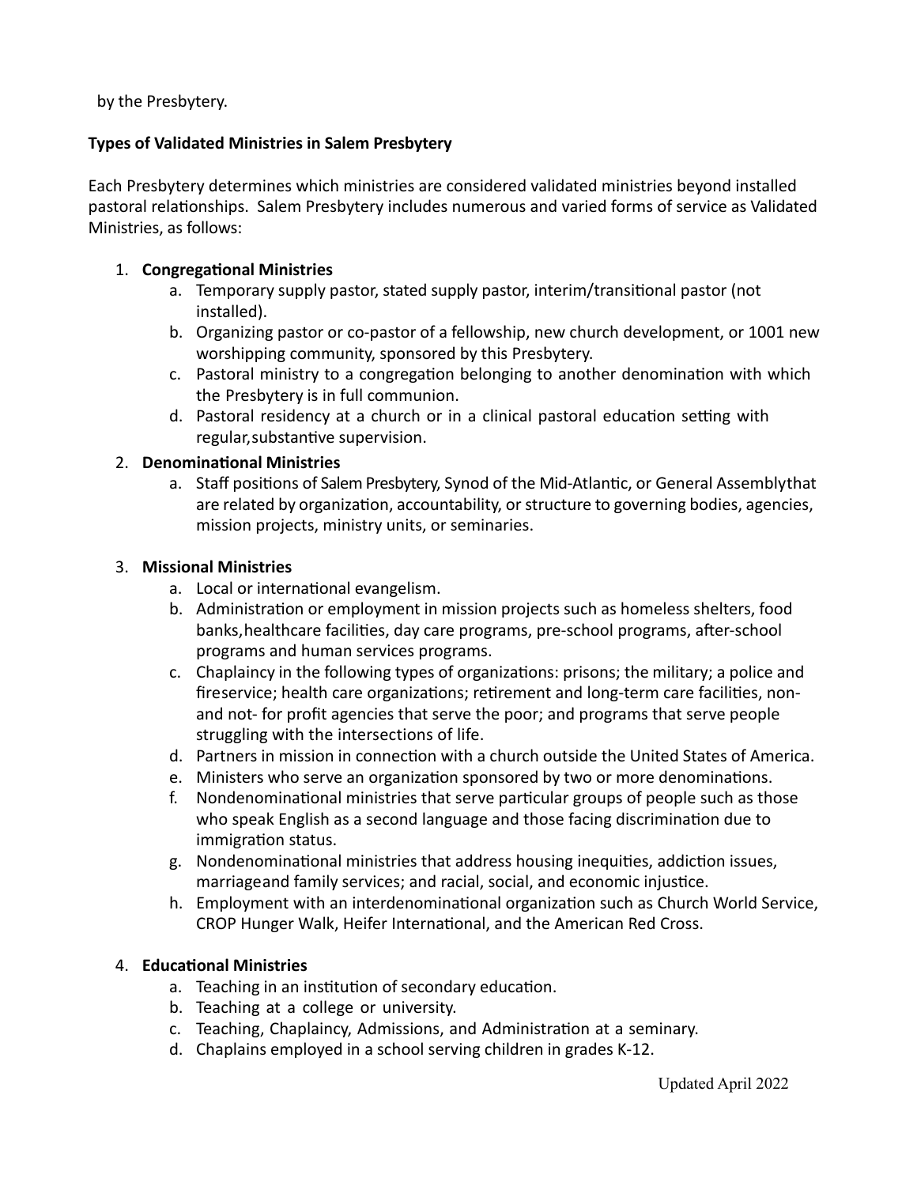by the Presbytery.

**Types of Validated Ministries in Salem Presbytery**

Each Presbytery determines which ministries are considered validated ministries beyond installed pastoral relationships. Salem Presbytery includes numerous and varied forms of service as Validated Ministries, as follows:

1. **Congregational Ministries**
    a. Temporary supply pastor, stated supply pastor, interim/transitional pastor (not installed).
    b. Organizing pastor or co-pastor of a fellowship, new church development, or 1001 new worshipping community, sponsored by this Presbytery.
    c. Pastoral ministry to a congregation belonging to another denomination with which the Presbytery is in full communion.
    d. Pastoral residency at a church or in a clinical pastoral education setting with regular,substantive supervision.
2. **Denominational Ministries**
    a. Staff positions of Salem Presbytery, Synod of the Mid-Atlantic, or General Assemblythat are related by organization, accountability, or structure to governing bodies, agencies, mission projects, ministry units, or seminaries.

3. **Missional Ministries**
    a. Local or international evangelism.
    b. Administration or employment in mission projects such as homeless shelters, food banks,healthcare facilities, day care programs, pre-school programs, after-school programs and human services programs.
    c. Chaplaincy in the following types of organizations: prisons; the military; a police and fireservice; health care organizations; retirement and long-term care facilities, non- and not- for profit agencies that serve the poor; and programs that serve people struggling with the intersections of life.
    d. Partners in mission in connection with a church outside the United States of America.
    e. Ministers who serve an organization sponsored by two or more denominations.
    f. Nondenominational ministries that serve particular groups of people such as those who speak English as a second language and those facing discrimination due to immigration status.
    g. Nondenominational ministries that address housing inequities, addiction issues, marriageand family services; and racial, social, and economic injustice.
    h. Employment with an interdenominational organization such as Church World Service, CROP Hunger Walk, Heifer International, and the American Red Cross.

4. **Educational Ministries**
    a. Teaching in an institution of secondary education.
    b. Teaching at a college or university.
    c. Teaching, Chaplaincy, Admissions, and Administration at a seminary.
    d. Chaplains employed in a school serving children in grades K-12.

Updated April 2022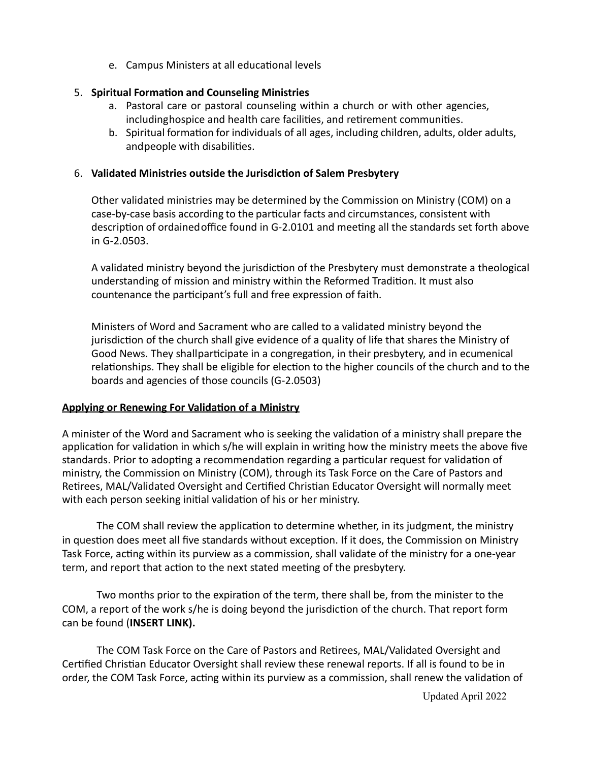e. Campus Ministers at all educational levels

5. **Spiritual Formation and Counseling Ministries**
   a. Pastoral care or pastoral counseling within a church or with other agencies, includinghospice and health care facilities, and retirement communities.
   b. Spiritual formation for individuals of all ages, including children, adults, older adults, andpeople with disabilities.

6. **Validated Ministries outside the Jurisdiction of Salem Presbytery**

   Other validated ministries may be determined by the Commission on Ministry (COM) on a case-by-case basis according to the particular facts and circumstances, consistent with description of ordainedoffice found in G-2.0101 and meeting all the standards set forth above in G-2.0503.

   A validated ministry beyond the jurisdiction of the Presbytery must demonstrate a theological understanding of mission and ministry within the Reformed Tradition. It must also countenance the participant's full and free expression of faith.

   Ministers of Word and Sacrament who are called to a validated ministry beyond the jurisdiction of the church shall give evidence of a quality of life that shares the Ministry of Good News. They shallparticipate in a congregation, in their presbytery, and in ecumenical relationships. They shall be eligible for election to the higher councils of the church and to the boards and agencies of those councils (G-2.0503)

**Applying or Renewing For Validation of a Ministry**

A minister of the Word and Sacrament who is seeking the validation of a ministry shall prepare the application for validation in which s/he will explain in writing how the ministry meets the above five standards. Prior to adopting a recommendation regarding a particular request for validation of ministry, the Commission on Ministry (COM), through its Task Force on the Care of Pastors and Retirees, MAL/Validated Oversight and Certified Christian Educator Oversight will normally meet with each person seeking initial validation of his or her ministry.

The COM shall review the application to determine whether, in its judgment, the ministry in question does meet all five standards without exception. If it does, the Commission on Ministry Task Force, acting within its purview as a commission, shall validate of the ministry for a one-year term, and report that action to the next stated meeting of the presbytery.

Two months prior to the expiration of the term, there shall be, from the minister to the COM, a report of the work s/he is doing beyond the jurisdiction of the church. That report form can be found (**INSERT LINK).**

The COM Task Force on the Care of Pastors and Retirees, MAL/Validated Oversight and Certified Christian Educator Oversight shall review these renewal reports. If all is found to be in order, the COM Task Force, acting within its purview as a commission, shall renew the validation of

Updated April 2022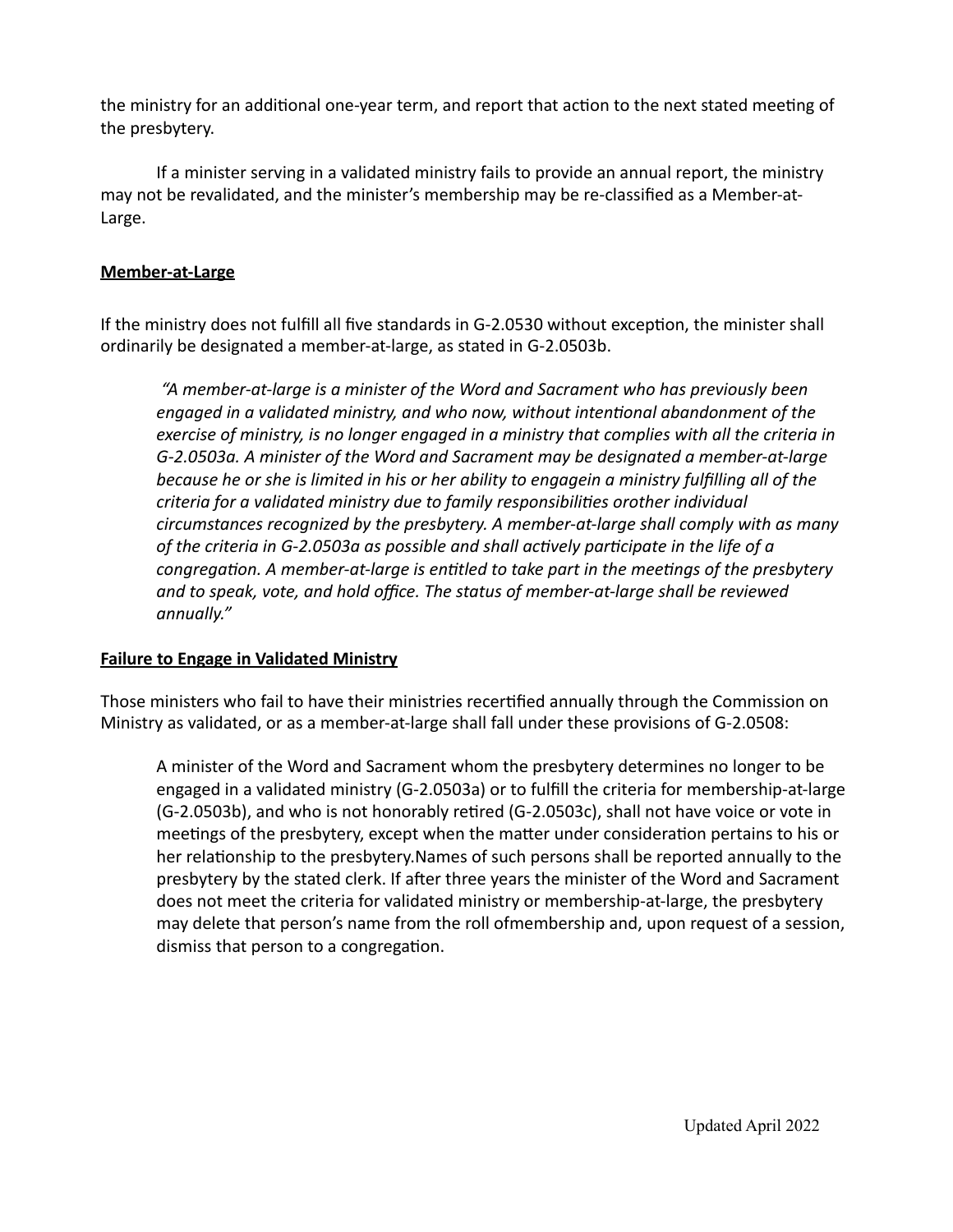the ministry for an additional one-year term, and report that action to the next stated meeting of the presbytery.

If a minister serving in a validated ministry fails to provide an annual report, the ministry may not be revalidated, and the minister's membership may be re-classified as a Member-at-Large.

**Member-at-Large**

If the ministry does not fulfill all five standards in G-2.0530 without exception, the minister shall ordinarily be designated a member-at-large, as stated in G-2.0503b.

> *"A member-at-large is a minister of the Word and Sacrament who has previously been engaged in a validated ministry, and who now, without intentional abandonment of the exercise of ministry, is no longer engaged in a ministry that complies with all the criteria in G-2.0503a. A minister of the Word and Sacrament may be designated a member-at-large because he or she is limited in his or her ability to engagein a ministry fulfilling all of the criteria for a validated ministry due to family responsibilities orother individual circumstances recognized by the presbytery. A member-at-large shall comply with as many of the criteria in G-2.0503a as possible and shall actively participate in the life of a congregation. A member-at-large is entitled to take part in the meetings of the presbytery and to speak, vote, and hold office. The status of member-at-large shall be reviewed annually."*

**Failure to Engage in Validated Ministry**

Those ministers who fail to have their ministries recertified annually through the Commission on Ministry as validated, or as a member-at-large shall fall under these provisions of G-2.0508:

> A minister of the Word and Sacrament whom the presbytery determines no longer to be engaged in a validated ministry (G-2.0503a) or to fulfill the criteria for membership-at-large (G-2.0503b), and who is not honorably retired (G-2.0503c), shall not have voice or vote in meetings of the presbytery, except when the matter under consideration pertains to his or her relationship to the presbytery.Names of such persons shall be reported annually to the presbytery by the stated clerk. If after three years the minister of the Word and Sacrament does not meet the criteria for validated ministry or membership-at-large, the presbytery may delete that person's name from the roll ofmembership and, upon request of a session, dismiss that person to a congregation.

Updated April 2022